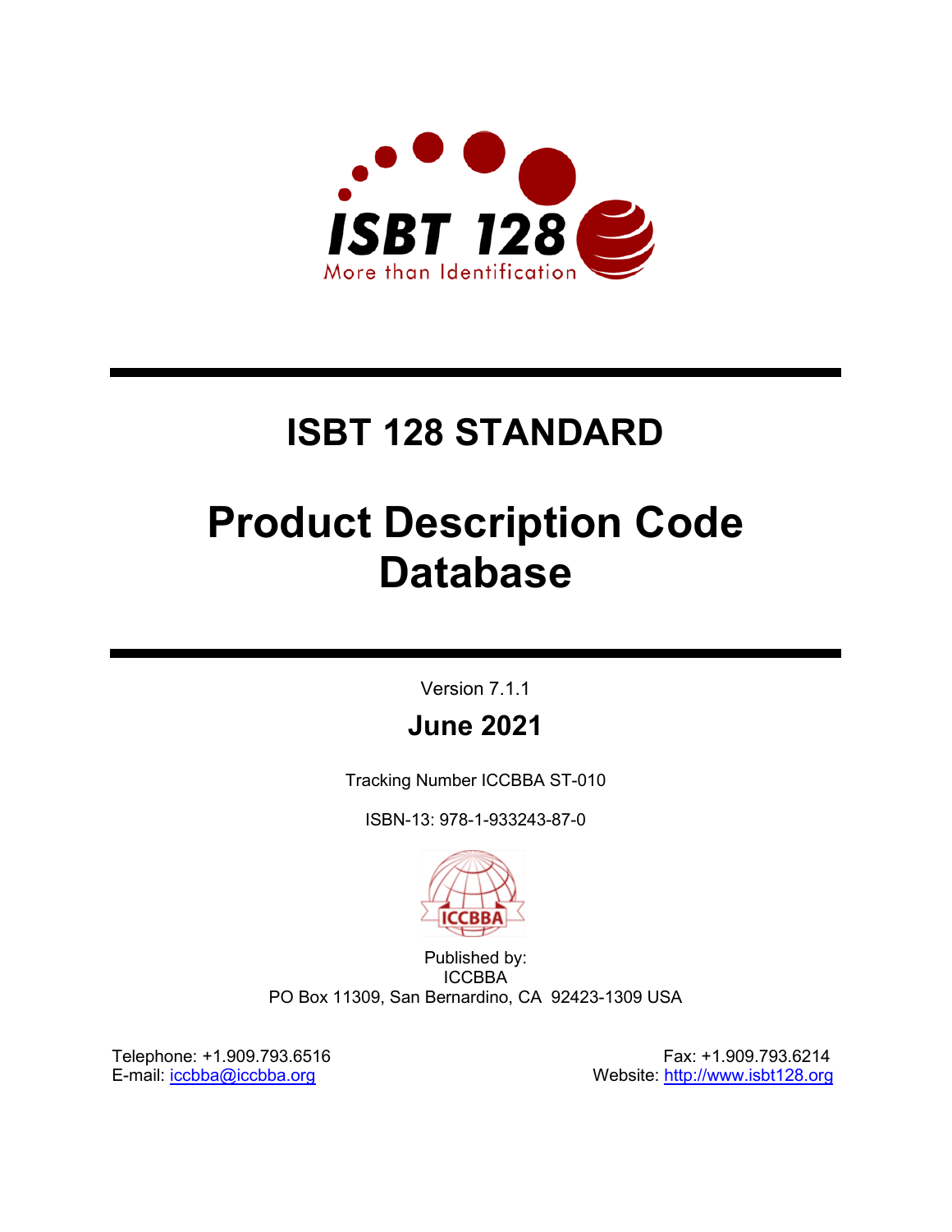ISBT 128

More than Identification

# ISBT 128 STANDARD

# Product Description Code Database

Version 7.1.1

**June 2021**

Tracking Number ICCBBA ST-010

ISBN-13: 978-1-933243-87-0

ICCBBA

Published by:
ICCBBA
PO Box 11309, San Bernardino, CA 92423-1309 USA

Telephone: +1.909.793.6516
E-mail: iccbba@iccbba.org

Fax: +1.909.793.6214
Website: http://www.isbt128.org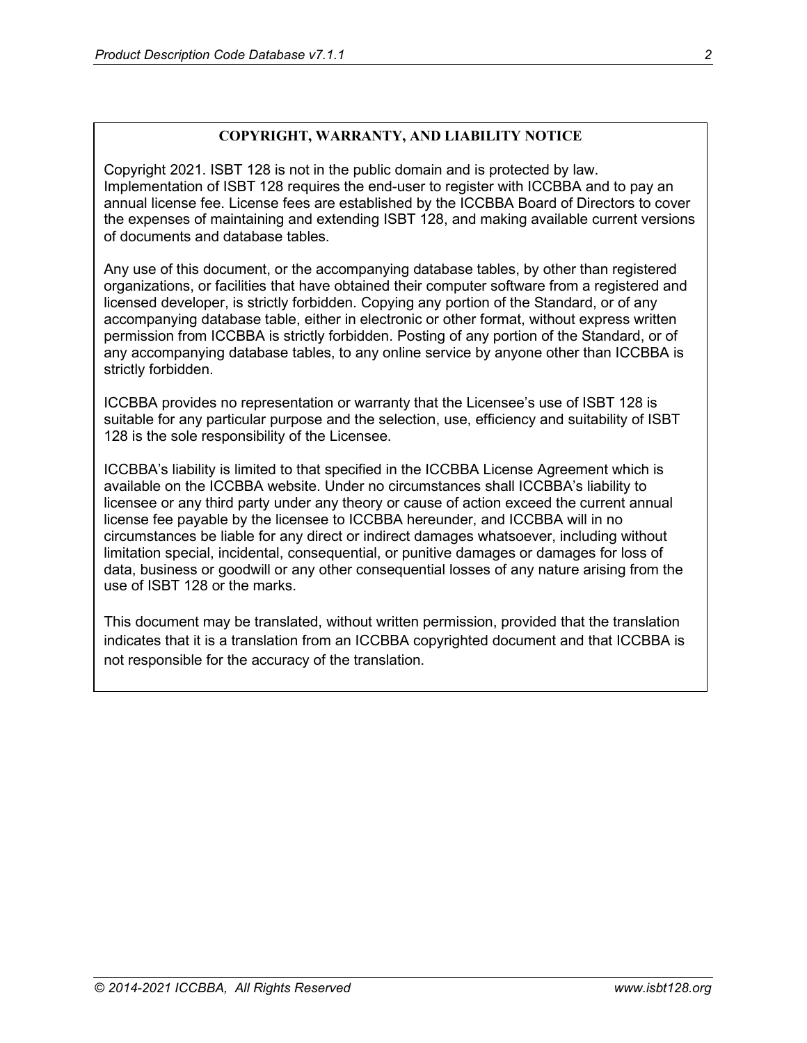## COPYRIGHT, WARRANTY, AND LIABILITY NOTICE

Copyright 2021. ISBT 128 is not in the public domain and is protected by law. Implementation of ISBT 128 requires the end-user to register with ICCBBA and to pay an annual license fee. License fees are established by the ICCBBA Board of Directors to cover the expenses of maintaining and extending ISBT 128, and making available current versions of documents and database tables.

Any use of this document, or the accompanying database tables, by other than registered organizations, or facilities that have obtained their computer software from a registered and licensed developer, is strictly forbidden. Copying any portion of the Standard, or of any accompanying database table, either in electronic or other format, without express written permission from ICCBBA is strictly forbidden. Posting of any portion of the Standard, or of any accompanying database tables, to any online service by anyone other than ICCBBA is strictly forbidden.

ICCBBA provides no representation or warranty that the Licensee's use of ISBT 128 is suitable for any particular purpose and the selection, use, efficiency and suitability of ISBT 128 is the sole responsibility of the Licensee.

ICCBBA's liability is limited to that specified in the ICCBBA License Agreement which is available on the ICCBBA website. Under no circumstances shall ICCBBA's liability to licensee or any third party under any theory or cause of action exceed the current annual license fee payable by the licensee to ICCBBA hereunder, and ICCBBA will in no circumstances be liable for any direct or indirect damages whatsoever, including without limitation special, incidental, consequential, or punitive damages or damages for loss of data, business or goodwill or any other consequential losses of any nature arising from the use of ISBT 128 or the marks.

This document may be translated, without written permission, provided that the translation indicates that it is a translation from an ICCBBA copyrighted document and that ICCBBA is not responsible for the accuracy of the translation.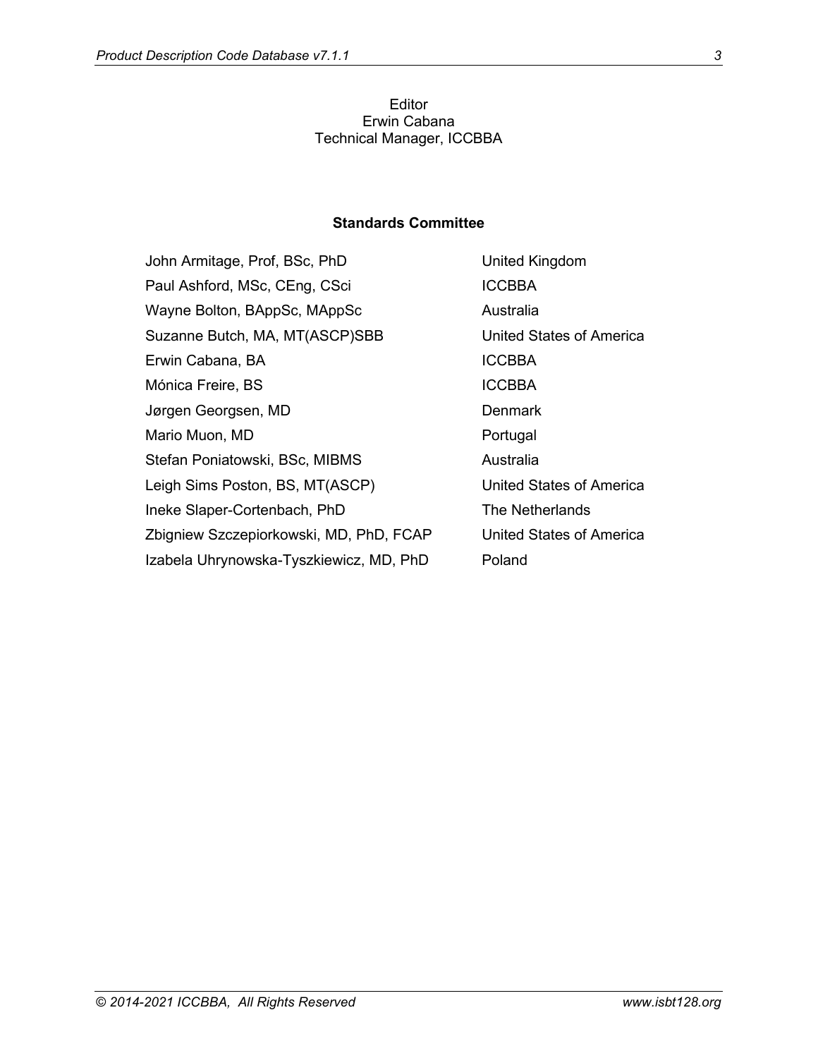Editor
Erwin Cabana
Technical Manager, ICCBBA

**Standards Committee**

| | |
|---|---|
| John Armitage, Prof, BSc, PhD | United Kingdom |
| Paul Ashford, MSc, CEng, CSci | ICCBBA |
| Wayne Bolton, BAppSc, MAppSc | Australia |
| Suzanne Butch, MA, MT(ASCP)SBB | United States of America |
| Erwin Cabana, BA | ICCBBA |
| Mónica Freire, BS | ICCBBA |
| Jørgen Georgsen, MD | Denmark |
| Mario Muon, MD | Portugal |
| Stefan Poniatowski, BSc, MIBMS | Australia |
| Leigh Sims Poston, BS, MT(ASCP) | United States of America |
| Ineke Slaper-Cortenbach, PhD | The Netherlands |
| Zbigniew Szczepiorkowski, MD, PhD, FCAP | United States of America |
| Izabela Uhrynowska-Tyszkiewicz, MD, PhD | Poland |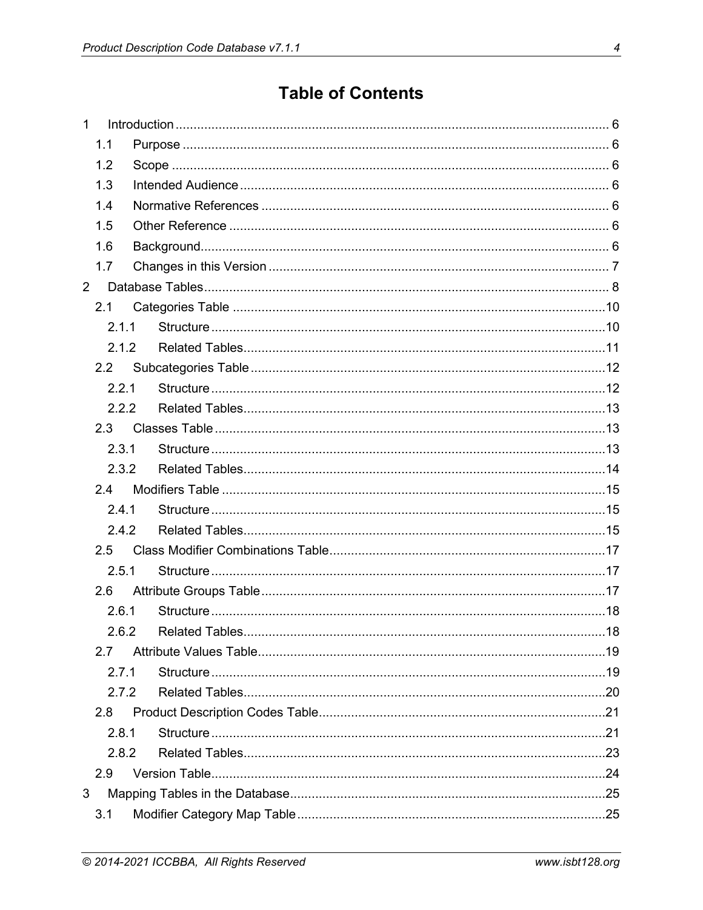# Table of Contents

1 Introduction ........................................................................................................................ 6
  1.1 Purpose ...................................................................................................................... 6
  1.2 Scope ......................................................................................................................... 6
  1.3 Intended Audience ...................................................................................................... 6
  1.4 Normative References ................................................................................................ 6
  1.5 Other Reference ......................................................................................................... 6
  1.6 Background ................................................................................................................. 6
  1.7 Changes in this Version .............................................................................................. 7
2 Database Tables ................................................................................................................ 8
  2.1 Categories Table ....................................................................................................... 10
    2.1.1 Structure ............................................................................................................. 10
    2.1.2 Related Tables .................................................................................................... 11
  2.2 Subcategories Table .................................................................................................. 12
    2.2.1 Structure ............................................................................................................. 12
    2.2.2 Related Tables .................................................................................................... 13
  2.3 Classes Table ............................................................................................................ 13
    2.3.1 Structure ............................................................................................................. 13
    2.3.2 Related Tables .................................................................................................... 14
  2.4 Modifiers Table .......................................................................................................... 15
    2.4.1 Structure ............................................................................................................. 15
    2.4.2 Related Tables .................................................................................................... 15
  2.5 Class Modifier Combinations Table ............................................................................ 17
    2.5.1 Structure ............................................................................................................. 17
  2.6 Attribute Groups Table ............................................................................................... 17
    2.6.1 Structure ............................................................................................................. 18
    2.6.2 Related Tables .................................................................................................... 18
  2.7 Attribute Values Table ................................................................................................ 19
    2.7.1 Structure ............................................................................................................. 19
    2.7.2 Related Tables .................................................................................................... 20
  2.8 Product Description Codes Table ............................................................................... 21
    2.8.1 Structure ............................................................................................................. 21
    2.8.2 Related Tables .................................................................................................... 23
  2.9 Version Table ............................................................................................................. 24
3 Mapping Tables in the Database ....................................................................................... 25
  3.1 Modifier Category Map Table ..................................................................................... 25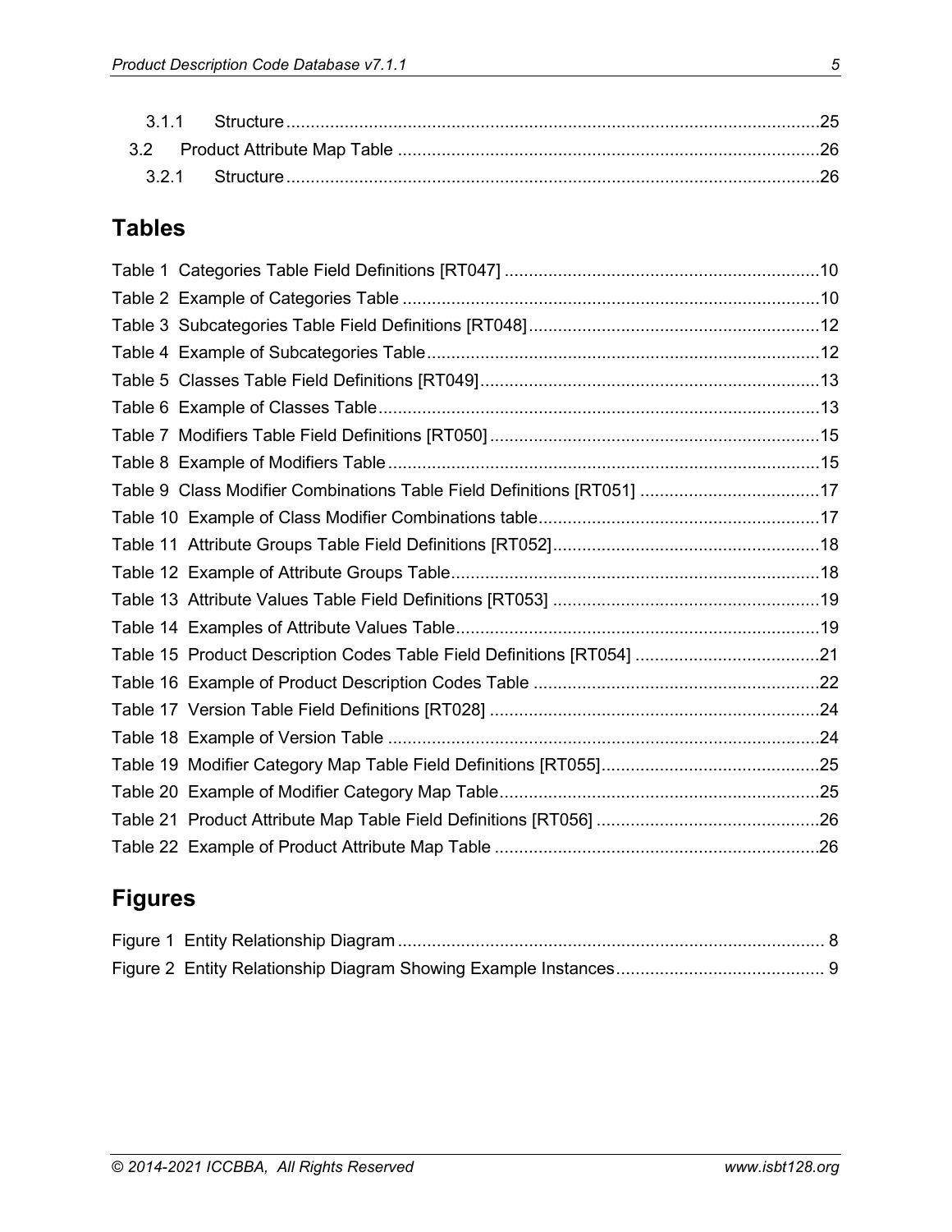3.1.1 Structure ....................................................................................................................25

3.2 Product Attribute Map Table ..........................................................................................26

3.2.1 Structure ....................................................................................................................26

## Tables

Table 1 Categories Table Field Definitions [RT047] ..................................................................10

Table 2 Example of Categories Table .........................................................................................10

Table 3 Subcategories Table Field Definitions [RT048]..............................................................12

Table 4 Example of Subcategories Table....................................................................................12

Table 5 Classes Table Field Definitions [RT049]........................................................................13

Table 6 Example of Classes Table..............................................................................................13

Table 7 Modifiers Table Field Definitions [RT050] ......................................................................15

Table 8 Example of Modifiers Table ............................................................................................15

Table 9 Class Modifier Combinations Table Field Definitions [RT051] .......................................17

Table 10 Example of Class Modifier Combinations table...........................................................17

Table 11 Attribute Groups Table Field Definitions [RT052].........................................................18

Table 12 Example of Attribute Groups Table..............................................................................18

Table 13 Attribute Values Table Field Definitions [RT053] .........................................................19

Table 14 Examples of Attribute Values Table.............................................................................19

Table 15 Product Description Codes Table Field Definitions [RT054] .......................................21

Table 16 Example of Product Description Codes Table .............................................................22

Table 17 Version Table Field Definitions [RT028] ......................................................................24

Table 18 Example of Version Table ............................................................................................24

Table 19 Modifier Category Map Table Field Definitions [RT055]...............................................25

Table 20 Example of Modifier Category Map Table....................................................................25

Table 21 Product Attribute Map Table Field Definitions [RT056] ...............................................26

Table 22 Example of Product Attribute Map Table .....................................................................26

## Figures

Figure 1 Entity Relationship Diagram ........................................................................................ 8

Figure 2 Entity Relationship Diagram Showing Example Instances........................................... 9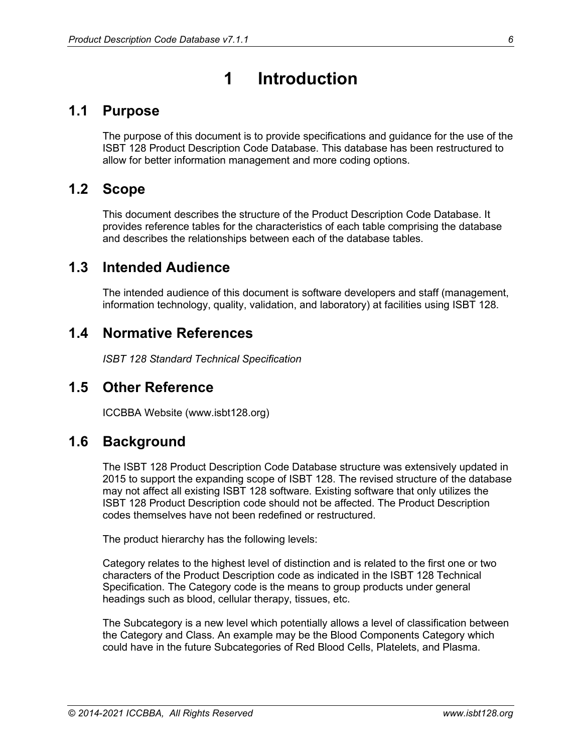# 1 Introduction

## 1.1 Purpose

The purpose of this document is to provide specifications and guidance for the use of the ISBT 128 Product Description Code Database. This database has been restructured to allow for better information management and more coding options.

## 1.2 Scope

This document describes the structure of the Product Description Code Database. It provides reference tables for the characteristics of each table comprising the database and describes the relationships between each of the database tables.

## 1.3 Intended Audience

The intended audience of this document is software developers and staff (management, information technology, quality, validation, and laboratory) at facilities using ISBT 128.

## 1.4 Normative References

*ISBT 128 Standard Technical Specification*

## 1.5 Other Reference

ICCBBA Website (www.isbt128.org)

## 1.6 Background

The ISBT 128 Product Description Code Database structure was extensively updated in 2015 to support the expanding scope of ISBT 128. The revised structure of the database may not affect all existing ISBT 128 software. Existing software that only utilizes the ISBT 128 Product Description code should not be affected. The Product Description codes themselves have not been redefined or restructured.

The product hierarchy has the following levels:

Category relates to the highest level of distinction and is related to the first one or two characters of the Product Description code as indicated in the ISBT 128 Technical Specification. The Category code is the means to group products under general headings such as blood, cellular therapy, tissues, etc.

The Subcategory is a new level which potentially allows a level of classification between the Category and Class. An example may be the Blood Components Category which could have in the future Subcategories of Red Blood Cells, Platelets, and Plasma.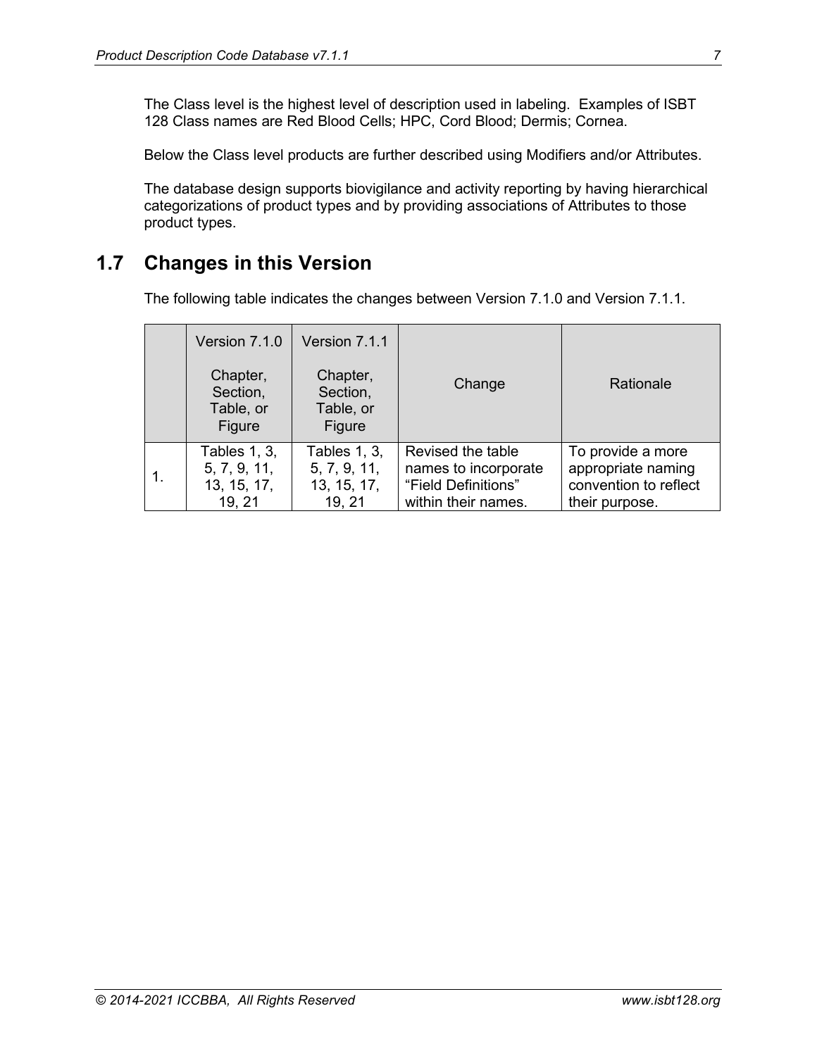The Class level is the highest level of description used in labeling. Examples of ISBT 128 Class names are Red Blood Cells; HPC, Cord Blood; Dermis; Cornea.

Below the Class level products are further described using Modifiers and/or Attributes.

The database design supports biovigilance and activity reporting by having hierarchical categorizations of product types and by providing associations of Attributes to those product types.

## 1.7 Changes in this Version

The following table indicates the changes between Version 7.1.0 and Version 7.1.1.

| | Version 7.1.0<br><br>Chapter, Section, Table, or Figure | Version 7.1.1<br><br>Chapter, Section, Table, or Figure | Change | Rationale |
|---|---|---|---|---|
| 1. | Tables 1, 3, 5, 7, 9, 11, 13, 15, 17, 19, 21 | Tables 1, 3, 5, 7, 9, 11, 13, 15, 17, 19, 21 | Revised the table names to incorporate “Field Definitions” within their names. | To provide a more appropriate naming convention to reflect their purpose. |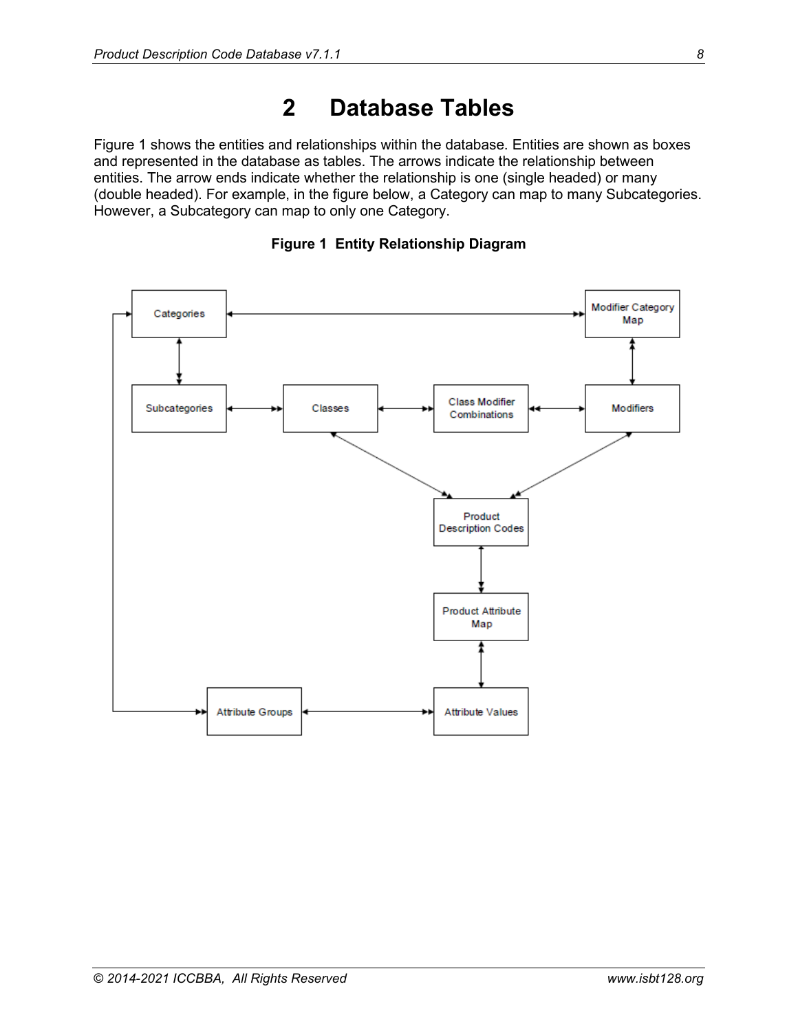# 2 Database Tables

Figure 1 shows the entities and relationships within the database. Entities are shown as boxes and represented in the database as tables. The arrows indicate the relationship between entities. The arrow ends indicate whether the relationship is one (single headed) or many (double headed). For example, in the figure below, a Category can map to many Subcategories. However, a Subcategory can map to only one Category.

**Figure 1 Entity Relationship Diagram**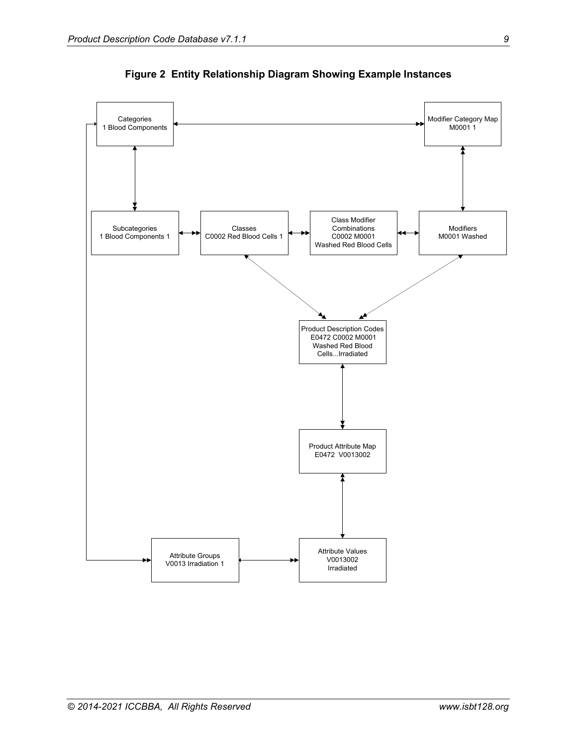**Figure 2 Entity Relationship Diagram Showing Example Instances**

Categories
1 Blood Components

Modifier Category Map
M0001 1

Subcategories
1 Blood Components 1

Classes
C0002 Red Blood Cells 1

Class Modifier Combinations
C0002 M0001
Washed Red Blood Cells

Modifiers
M0001 Washed

Product Description Codes
E0472 C0002 M0001
Washed Red Blood Cells...Irradiated

Product Attribute Map
E0472 V0013002

Attribute Groups
V0013 Irradiation 1

Attribute Values
V0013002
Irradiated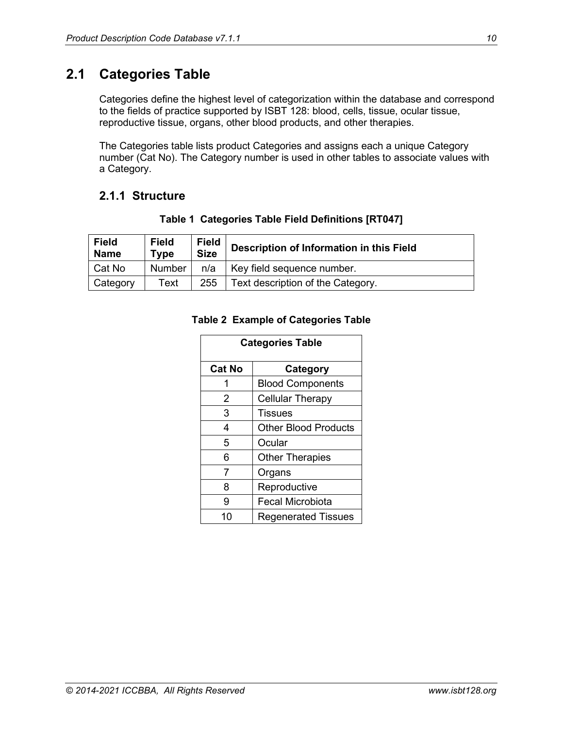## 2.1 Categories Table

Categories define the highest level of categorization within the database and correspond to the fields of practice supported by ISBT 128: blood, cells, tissue, ocular tissue, reproductive tissue, organs, other blood products, and other therapies.

The Categories table lists product Categories and assigns each a unique Category number (Cat No). The Category number is used in other tables to associate values with a Category.

### 2.1.1 Structure

**Table 1 Categories Table Field Definitions [RT047]**

| Field Name | Field Type | Field Size | Description of Information in this Field |
|---|---|---|---|
| Cat No | Number | n/a | Key field sequence number. |
| Category | Text | 255 | Text description of the Category. |

**Table 2 Example of Categories Table**

| Categories Table | |
|---|---|
| **Cat No** | **Category** |
| 1 | Blood Components |
| 2 | Cellular Therapy |
| 3 | Tissues |
| 4 | Other Blood Products |
| 5 | Ocular |
| 6 | Other Therapies |
| 7 | Organs |
| 8 | Reproductive |
| 9 | Fecal Microbiota |
| 10 | Regenerated Tissues |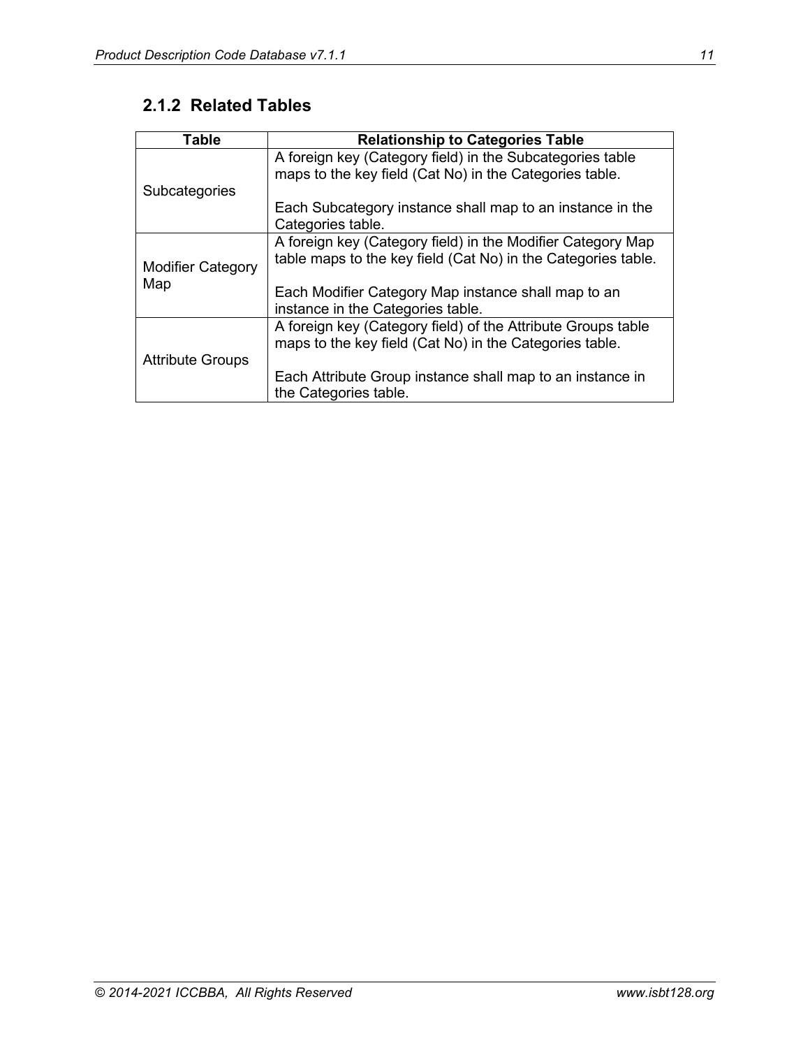### 2.1.2 Related Tables

| Table | Relationship to Categories Table |
| --- | --- |
| Subcategories | A foreign key (Category field) in the Subcategories table maps to the key field (Cat No) in the Categories table.<br><br>Each Subcategory instance shall map to an instance in the Categories table. |
| Modifier Category Map | A foreign key (Category field) in the Modifier Category Map table maps to the key field (Cat No) in the Categories table.<br><br>Each Modifier Category Map instance shall map to an instance in the Categories table. |
| Attribute Groups | A foreign key (Category field) of the Attribute Groups table maps to the key field (Cat No) in the Categories table.<br><br>Each Attribute Group instance shall map to an instance in the Categories table. |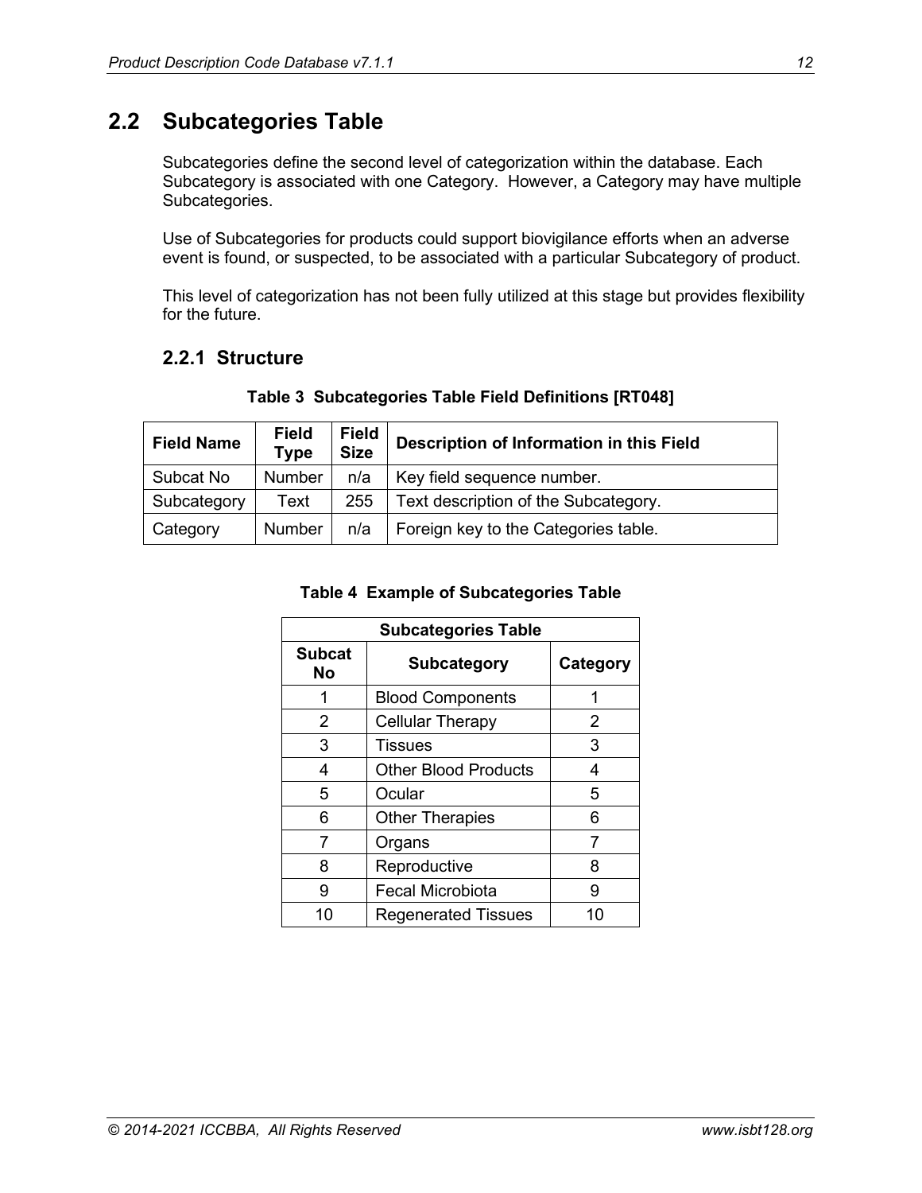## 2.2 Subcategories Table

Subcategories define the second level of categorization within the database. Each Subcategory is associated with one Category. However, a Category may have multiple Subcategories.

Use of Subcategories for products could support biovigilance efforts when an adverse event is found, or suspected, to be associated with a particular Subcategory of product.

This level of categorization has not been fully utilized at this stage but provides flexibility for the future.

### 2.2.1 Structure

**Table 3 Subcategories Table Field Definitions [RT048]**

| Field Name | Field Type | Field Size | Description of Information in this Field |
|---|---|---|---|
| Subcat No | Number | n/a | Key field sequence number. |
| Subcategory | Text | 255 | Text description of the Subcategory. |
| Category | Number | n/a | Foreign key to the Categories table. |

**Table 4 Example of Subcategories Table**

| Subcategories Table | | |
|---|---|---|
| **Subcat No** | **Subcategory** | **Category** |
| 1 | Blood Components | 1 |
| 2 | Cellular Therapy | 2 |
| 3 | Tissues | 3 |
| 4 | Other Blood Products | 4 |
| 5 | Ocular | 5 |
| 6 | Other Therapies | 6 |
| 7 | Organs | 7 |
| 8 | Reproductive | 8 |
| 9 | Fecal Microbiota | 9 |
| 10 | Regenerated Tissues | 10 |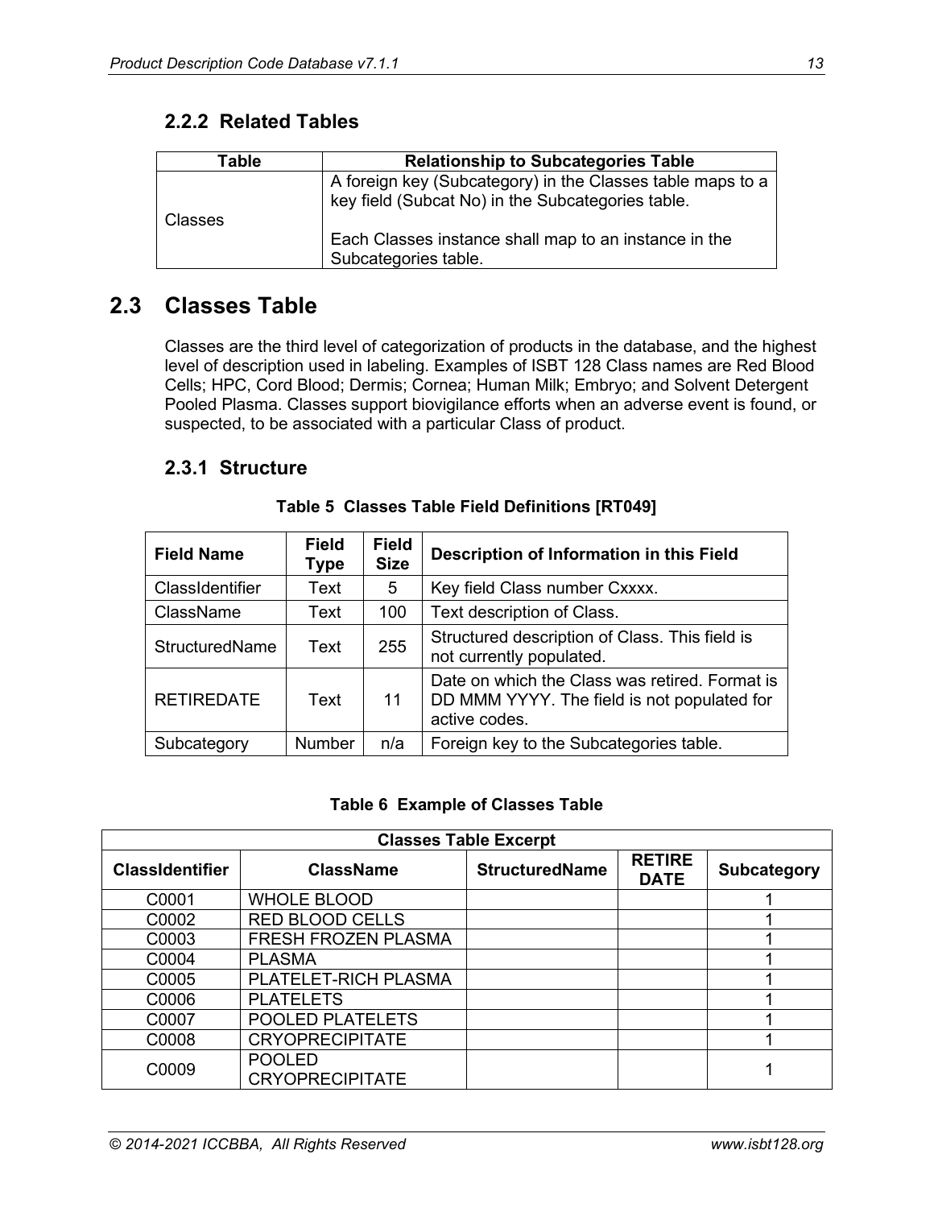### 2.2.2 Related Tables

| Table | Relationship to Subcategories Table |
|---|---|
| Classes | A foreign key (Subcategory) in the Classes table maps to a key field (Subcat No) in the Subcategories table.<br><br>Each Classes instance shall map to an instance in the Subcategories table. |

## 2.3 Classes Table

Classes are the third level of categorization of products in the database, and the highest level of description used in labeling. Examples of ISBT 128 Class names are Red Blood Cells; HPC, Cord Blood; Dermis; Cornea; Human Milk; Embryo; and Solvent Detergent Pooled Plasma. Classes support biovigilance efforts when an adverse event is found, or suspected, to be associated with a particular Class of product.

### 2.3.1 Structure

**Table 5 Classes Table Field Definitions [RT049]**

| Field Name | Field Type | Field Size | Description of Information in this Field |
|---|---|---|---|
| ClassIdentifier | Text | 5 | Key field Class number Cxxxx. |
| ClassName | Text | 100 | Text description of Class. |
| StructuredName | Text | 255 | Structured description of Class. This field is not currently populated. |
| RETIREDATE | Text | 11 | Date on which the Class was retired. Format is DD MMM YYYY. The field is not populated for active codes. |
| Subcategory | Number | n/a | Foreign key to the Subcategories table. |

**Table 6 Example of Classes Table**

| Classes Table Excerpt | | | | |
|---|---|---|---|---|
| ClassIdentifier | ClassName | StructuredName | RETIRE DATE | Subcategory |
| C0001 | WHOLE BLOOD | | | 1 |
| C0002 | RED BLOOD CELLS | | | 1 |
| C0003 | FRESH FROZEN PLASMA | | | 1 |
| C0004 | PLASMA | | | 1 |
| C0005 | PLATELET-RICH PLASMA | | | 1 |
| C0006 | PLATELETS | | | 1 |
| C0007 | POOLED PLATELETS | | | 1 |
| C0008 | CRYOPRECIPITATE | | | 1 |
| C0009 | POOLED CRYOPRECIPITATE | | | 1 |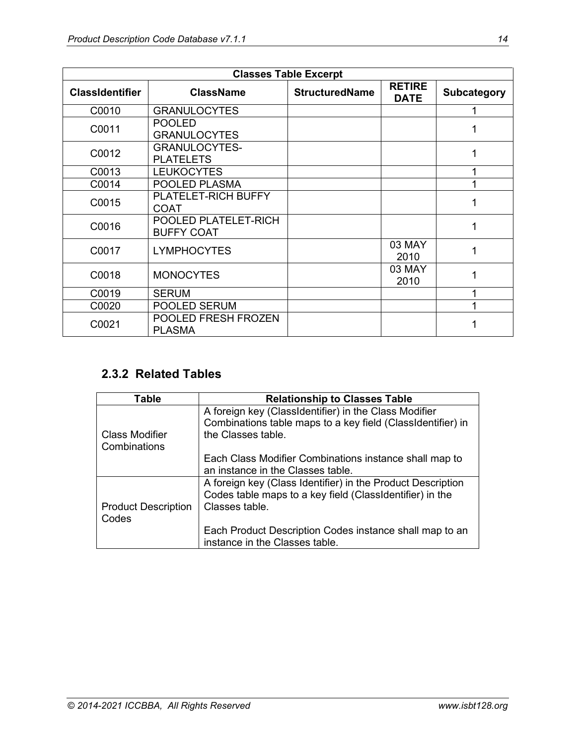| Classes Table Excerpt | | | | |
|---|---|---|---|---|
| **ClassIdentifier** | **ClassName** | **StructuredName** | **RETIRE DATE** | **Subcategory** |
| C0010 | GRANULOCYTES | | | 1 |
| C0011 | POOLED GRANULOCYTES | | | 1 |
| C0012 | GRANULOCYTES-PLATELETS | | | 1 |
| C0013 | LEUKOCYTES | | | 1 |
| C0014 | POOLED PLASMA | | | 1 |
| C0015 | PLATELET-RICH BUFFY COAT | | | 1 |
| C0016 | POOLED PLATELET-RICH BUFFY COAT | | | 1 |
| C0017 | LYMPHOCYTES | | 03 MAY 2010 | 1 |
| C0018 | MONOCYTES | | 03 MAY 2010 | 1 |
| C0019 | SERUM | | | 1 |
| C0020 | POOLED SERUM | | | 1 |
| C0021 | POOLED FRESH FROZEN PLASMA | | | 1 |

### 2.3.2 Related Tables

| Table | Relationship to Classes Table |
|---|---|
| Class Modifier Combinations | A foreign key (ClassIdentifier) in the Class Modifier Combinations table maps to a key field (ClassIdentifier) in the Classes table.<br><br>Each Class Modifier Combinations instance shall map to an instance in the Classes table. |
| Product Description Codes | A foreign key (Class Identifier) in the Product Description Codes table maps to a key field (ClassIdentifier) in the Classes table.<br><br>Each Product Description Codes instance shall map to an instance in the Classes table. |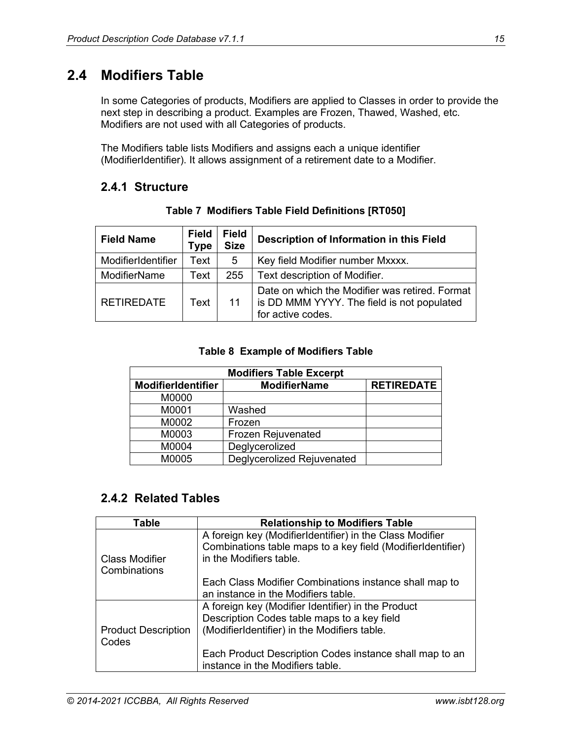## 2.4 Modifiers Table

In some Categories of products, Modifiers are applied to Classes in order to provide the next step in describing a product. Examples are Frozen, Thawed, Washed, etc. Modifiers are not used with all Categories of products.

The Modifiers table lists Modifiers and assigns each a unique identifier (ModifierIdentifier). It allows assignment of a retirement date to a Modifier.

### 2.4.1 Structure

**Table 7 Modifiers Table Field Definitions [RT050]**

| Field Name | Field Type | Field Size | Description of Information in this Field |
|---|---|---|---|
| ModifierIdentifier | Text | 5 | Key field Modifier number Mxxxx. |
| ModifierName | Text | 255 | Text description of Modifier. |
| RETIREDATE | Text | 11 | Date on which the Modifier was retired. Format is DD MMM YYYY. The field is not populated for active codes. |

**Table 8 Example of Modifiers Table**

| Modifiers Table Excerpt | | |
|---|---|---|
| **ModifierIdentifier** | **ModifierName** | **RETIREDATE** |
| M0000 | | |
| M0001 | Washed | |
| M0002 | Frozen | |
| M0003 | Frozen Rejuvenated | |
| M0004 | Deglycerolized | |
| M0005 | Deglycerolized Rejuvenated | |

### 2.4.2 Related Tables

| Table | Relationship to Modifiers Table |
|---|---|
| Class Modifier Combinations | A foreign key (ModifierIdentifier) in the Class Modifier Combinations table maps to a key field (ModifierIdentifier) in the Modifiers table.<br><br>Each Class Modifier Combinations instance shall map to an instance in the Modifiers table. |
| Product Description Codes | A foreign key (Modifier Identifier) in the Product Description Codes table maps to a key field (ModifierIdentifier) in the Modifiers table.<br><br>Each Product Description Codes instance shall map to an instance in the Modifiers table. |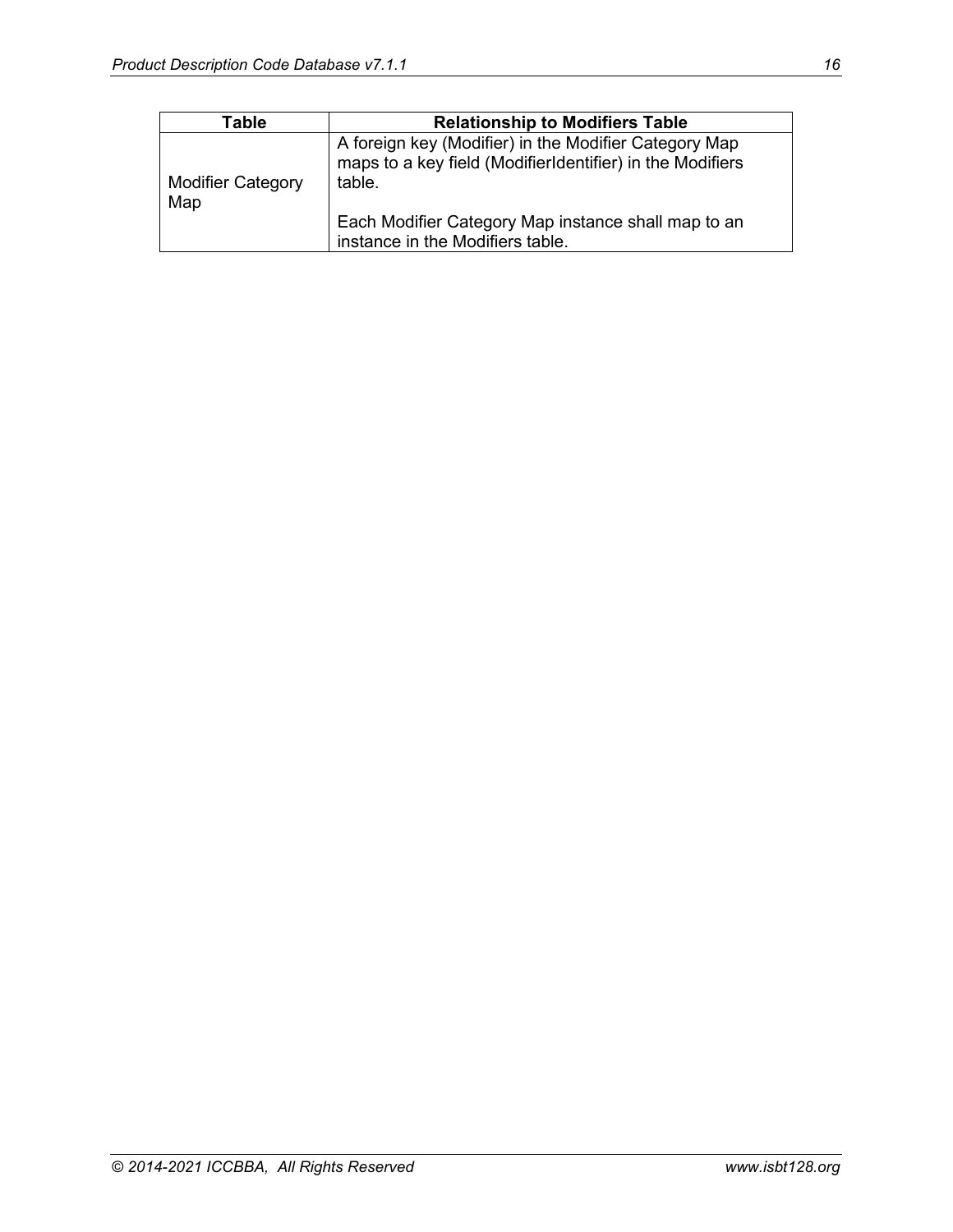| Table | Relationship to Modifiers Table |
|---|---|
| Modifier Category Map | A foreign key (Modifier) in the Modifier Category Map maps to a key field (ModifierIdentifier) in the Modifiers table.<br><br>Each Modifier Category Map instance shall map to an instance in the Modifiers table. |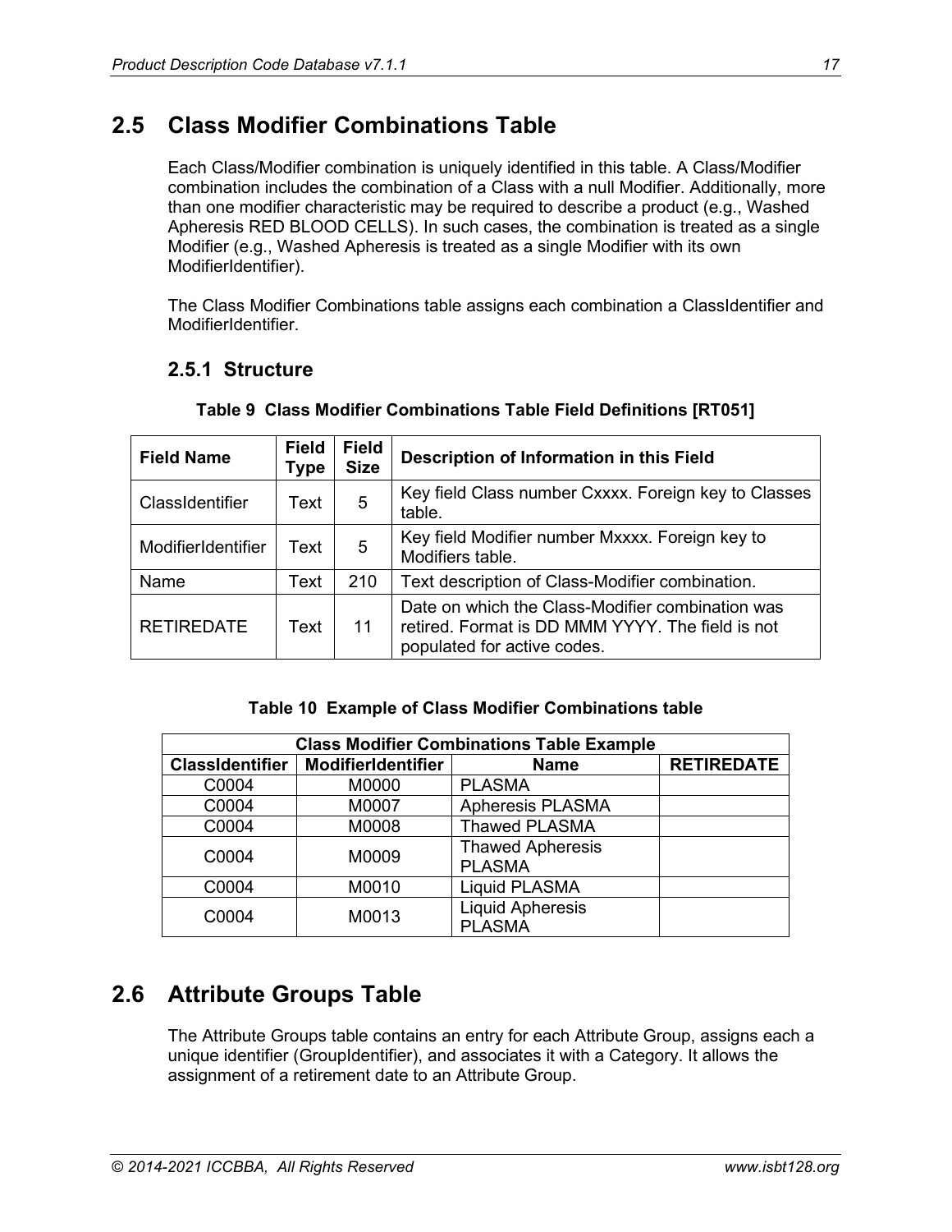## 2.5 Class Modifier Combinations Table

Each Class/Modifier combination is uniquely identified in this table. A Class/Modifier combination includes the combination of a Class with a null Modifier. Additionally, more than one modifier characteristic may be required to describe a product (e.g., Washed Apheresis RED BLOOD CELLS). In such cases, the combination is treated as a single Modifier (e.g., Washed Apheresis is treated as a single Modifier with its own ModifierIdentifier).

The Class Modifier Combinations table assigns each combination a ClassIdentifier and ModifierIdentifier.

### 2.5.1 Structure

**Table 9 Class Modifier Combinations Table Field Definitions [RT051]**

| Field Name | Field Type | Field Size | Description of Information in this Field |
|---|---|---|---|
| ClassIdentifier | Text | 5 | Key field Class number Cxxxx. Foreign key to Classes table. |
| ModifierIdentifier | Text | 5 | Key field Modifier number Mxxxx. Foreign key to Modifiers table. |
| Name | Text | 210 | Text description of Class-Modifier combination. |
| RETIREDATE | Text | 11 | Date on which the Class-Modifier combination was retired. Format is DD MMM YYYY. The field is not populated for active codes. |

**Table 10 Example of Class Modifier Combinations table**

| Class Modifier Combinations Table Example | | | |
|---|---|---|---|
| **ClassIdentifier** | **ModifierIdentifier** | **Name** | **RETIREDATE** |
| C0004 | M0000 | PLASMA | |
| C0004 | M0007 | Apheresis PLASMA | |
| C0004 | M0008 | Thawed PLASMA | |
| C0004 | M0009 | Thawed Apheresis PLASMA | |
| C0004 | M0010 | Liquid PLASMA | |
| C0004 | M0013 | Liquid Apheresis PLASMA | |

## 2.6 Attribute Groups Table

The Attribute Groups table contains an entry for each Attribute Group, assigns each a unique identifier (GroupIdentifier), and associates it with a Category. It allows the assignment of a retirement date to an Attribute Group.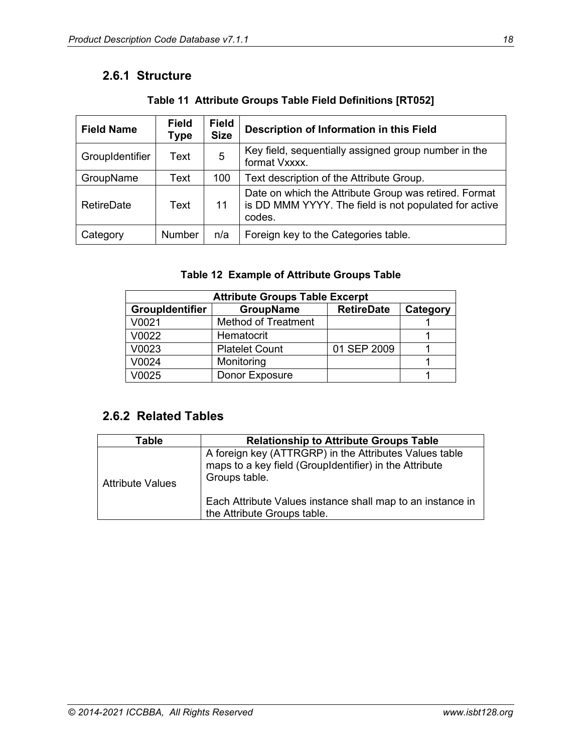### 2.6.1 Structure

**Table 11 Attribute Groups Table Field Definitions [RT052]**

| Field Name | Field Type | Field Size | Description of Information in this Field |
|---|---|---|---|
| GroupIdentifier | Text | 5 | Key field, sequentially assigned group number in the format Vxxxx. |
| GroupName | Text | 100 | Text description of the Attribute Group. |
| RetireDate | Text | 11 | Date on which the Attribute Group was retired. Format is DD MMM YYYY. The field is not populated for active codes. |
| Category | Number | n/a | Foreign key to the Categories table. |

**Table 12 Example of Attribute Groups Table**

| Attribute Groups Table Excerpt | | | |
|---|---|---|---|
| **GroupIdentifier** | **GroupName** | **RetireDate** | **Category** |
| V0021 | Method of Treatment | | 1 |
| V0022 | Hematocrit | | 1 |
| V0023 | Platelet Count | 01 SEP 2009 | 1 |
| V0024 | Monitoring | | 1 |
| V0025 | Donor Exposure | | 1 |

### 2.6.2 Related Tables

| Table | Relationship to Attribute Groups Table |
|---|---|
| Attribute Values | A foreign key (ATTRGRP) in the Attributes Values table maps to a key field (GroupIdentifier) in the Attribute Groups table.<br><br>Each Attribute Values instance shall map to an instance in the Attribute Groups table. |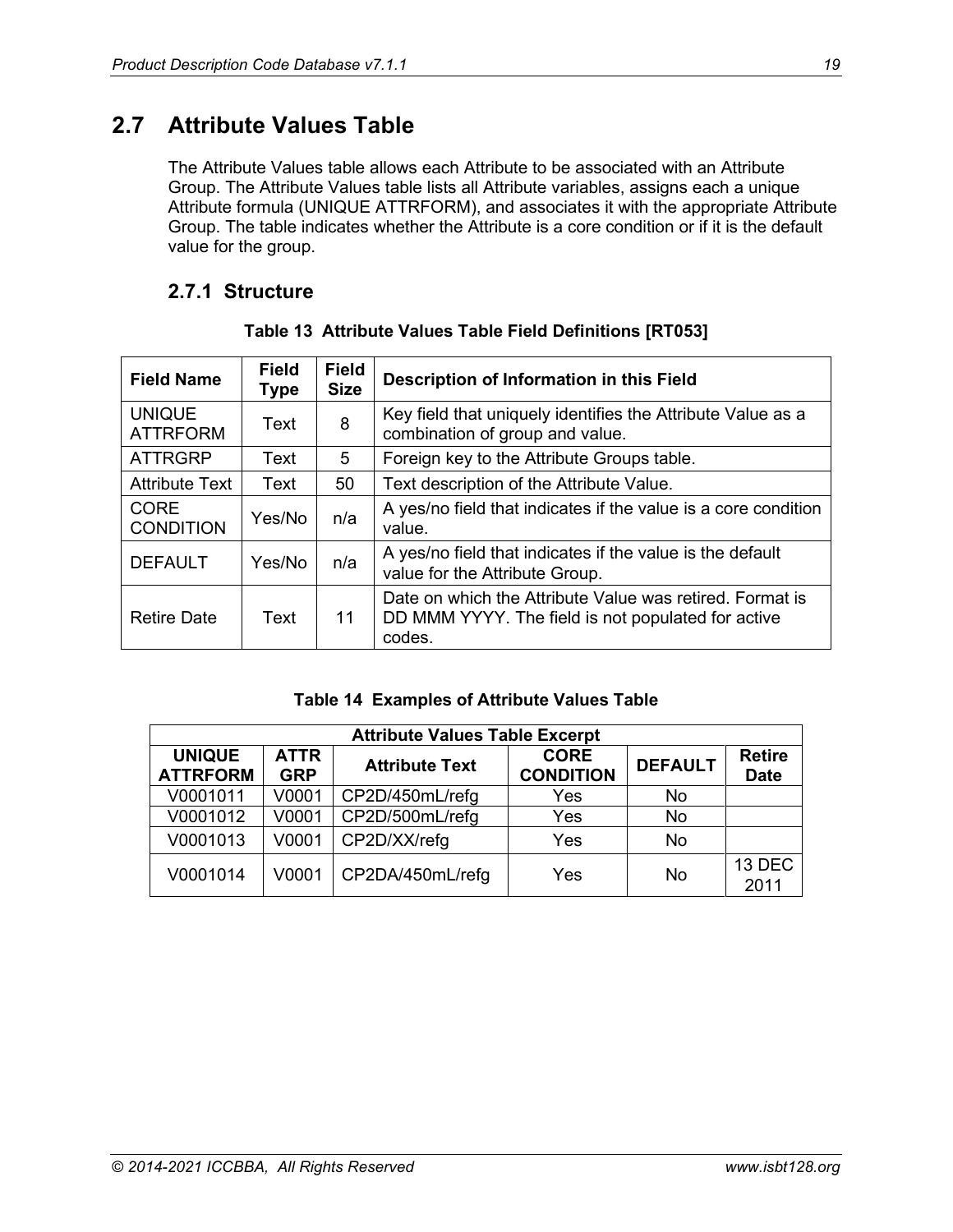## 2.7 Attribute Values Table

The Attribute Values table allows each Attribute to be associated with an Attribute Group. The Attribute Values table lists all Attribute variables, assigns each a unique Attribute formula (UNIQUE ATTRFORM), and associates it with the appropriate Attribute Group. The table indicates whether the Attribute is a core condition or if it is the default value for the group.

### 2.7.1 Structure

**Table 13 Attribute Values Table Field Definitions [RT053]**

| Field Name | Field Type | Field Size | Description of Information in this Field |
|---|---|---|---|
| UNIQUE ATTRFORM | Text | 8 | Key field that uniquely identifies the Attribute Value as a combination of group and value. |
| ATTRGRP | Text | 5 | Foreign key to the Attribute Groups table. |
| Attribute Text | Text | 50 | Text description of the Attribute Value. |
| CORE CONDITION | Yes/No | n/a | A yes/no field that indicates if the value is a core condition value. |
| DEFAULT | Yes/No | n/a | A yes/no field that indicates if the value is the default value for the Attribute Group. |
| Retire Date | Text | 11 | Date on which the Attribute Value was retired. Format is DD MMM YYYY. The field is not populated for active codes. |

**Table 14 Examples of Attribute Values Table**

| Attribute Values Table Excerpt | | | | | |
|---|---|---|---|---|---|
| **UNIQUE ATTRFORM** | **ATTR GRP** | **Attribute Text** | **CORE CONDITION** | **DEFAULT** | **Retire Date** |
| V0001011 | V0001 | CP2D/450mL/refg | Yes | No | |
| V0001012 | V0001 | CP2D/500mL/refg | Yes | No | |
| V0001013 | V0001 | CP2D/XX/refg | Yes | No | |
| V0001014 | V0001 | CP2DA/450mL/refg | Yes | No | 13 DEC 2011 |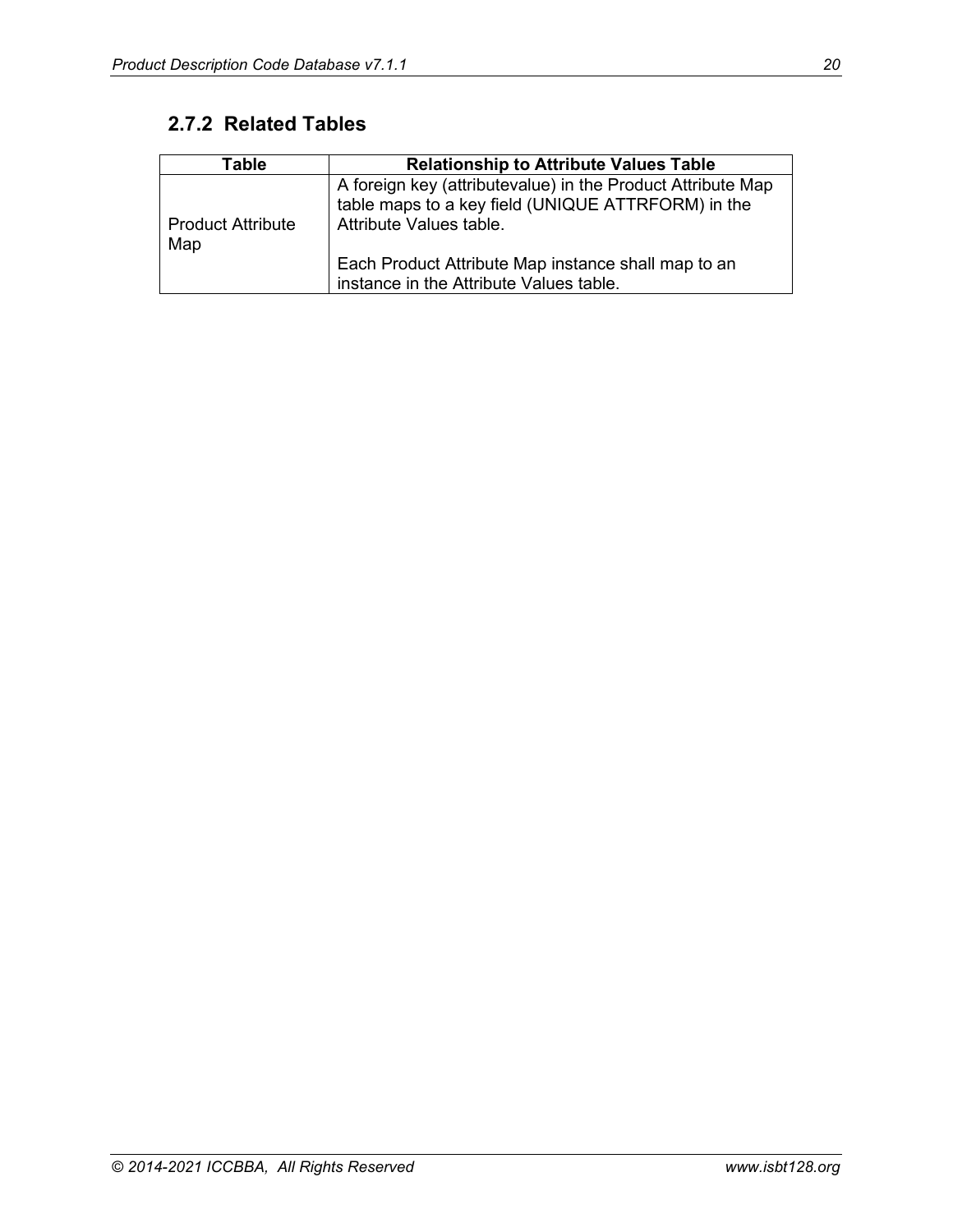### 2.7.2 Related Tables

| Table | Relationship to Attribute Values Table |
| --- | --- |
| Product Attribute Map | A foreign key (attributevalue) in the Product Attribute Map table maps to a key field (UNIQUE ATTRFORM) in the Attribute Values table.<br><br>Each Product Attribute Map instance shall map to an instance in the Attribute Values table. |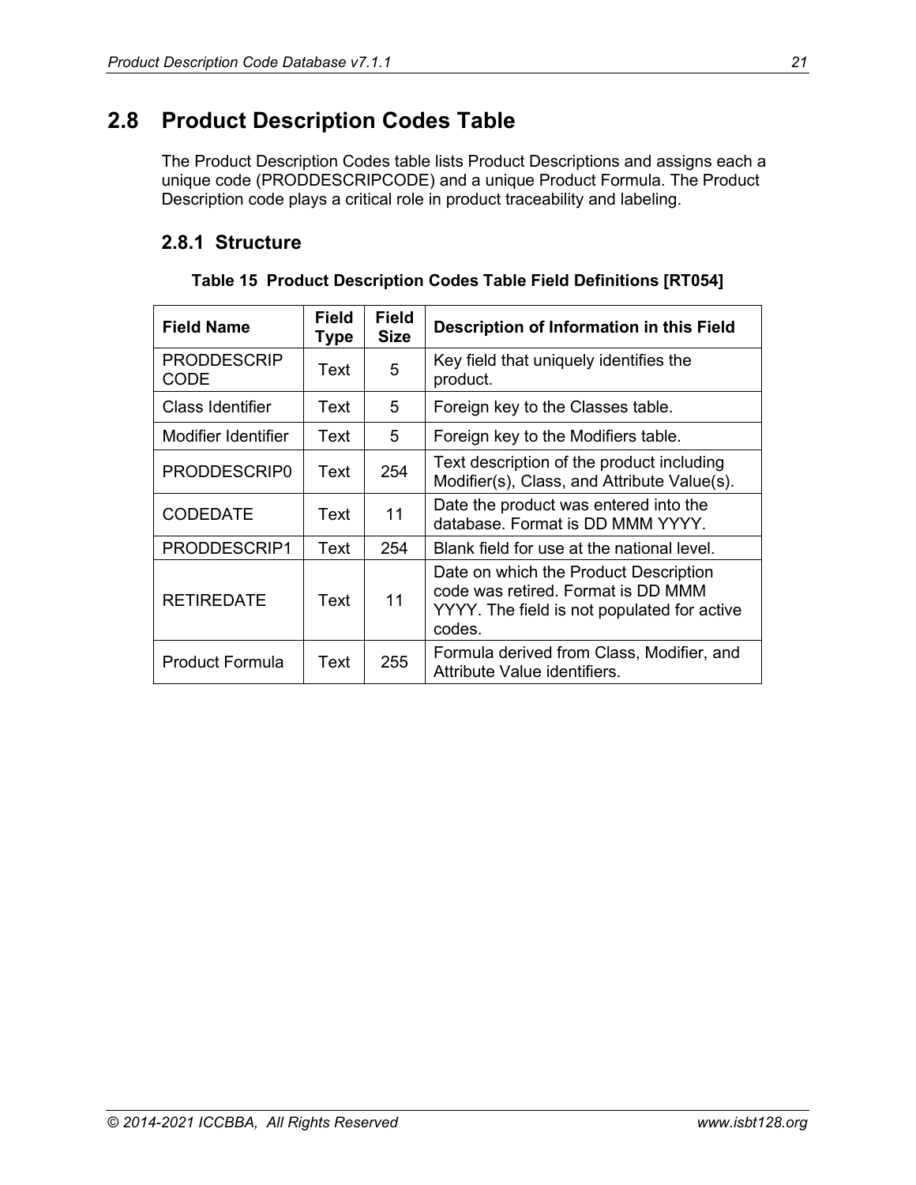## 2.8 Product Description Codes Table

The Product Description Codes table lists Product Descriptions and assigns each a unique code (PRODDESCRIPCODE) and a unique Product Formula. The Product Description code plays a critical role in product traceability and labeling.

### 2.8.1 Structure

**Table 15 Product Description Codes Table Field Definitions [RT054]**

| Field Name | Field Type | Field Size | Description of Information in this Field |
|---|---|---|---|
| PRODDESCRIP CODE | Text | 5 | Key field that uniquely identifies the product. |
| Class Identifier | Text | 5 | Foreign key to the Classes table. |
| Modifier Identifier | Text | 5 | Foreign key to the Modifiers table. |
| PRODDESCRIP0 | Text | 254 | Text description of the product including Modifier(s), Class, and Attribute Value(s). |
| CODEDATE | Text | 11 | Date the product was entered into the database. Format is DD MMM YYYY. |
| PRODDESCRIP1 | Text | 254 | Blank field for use at the national level. |
| RETIREDATE | Text | 11 | Date on which the Product Description code was retired. Format is DD MMM YYYY. The field is not populated for active codes. |
| Product Formula | Text | 255 | Formula derived from Class, Modifier, and Attribute Value identifiers. |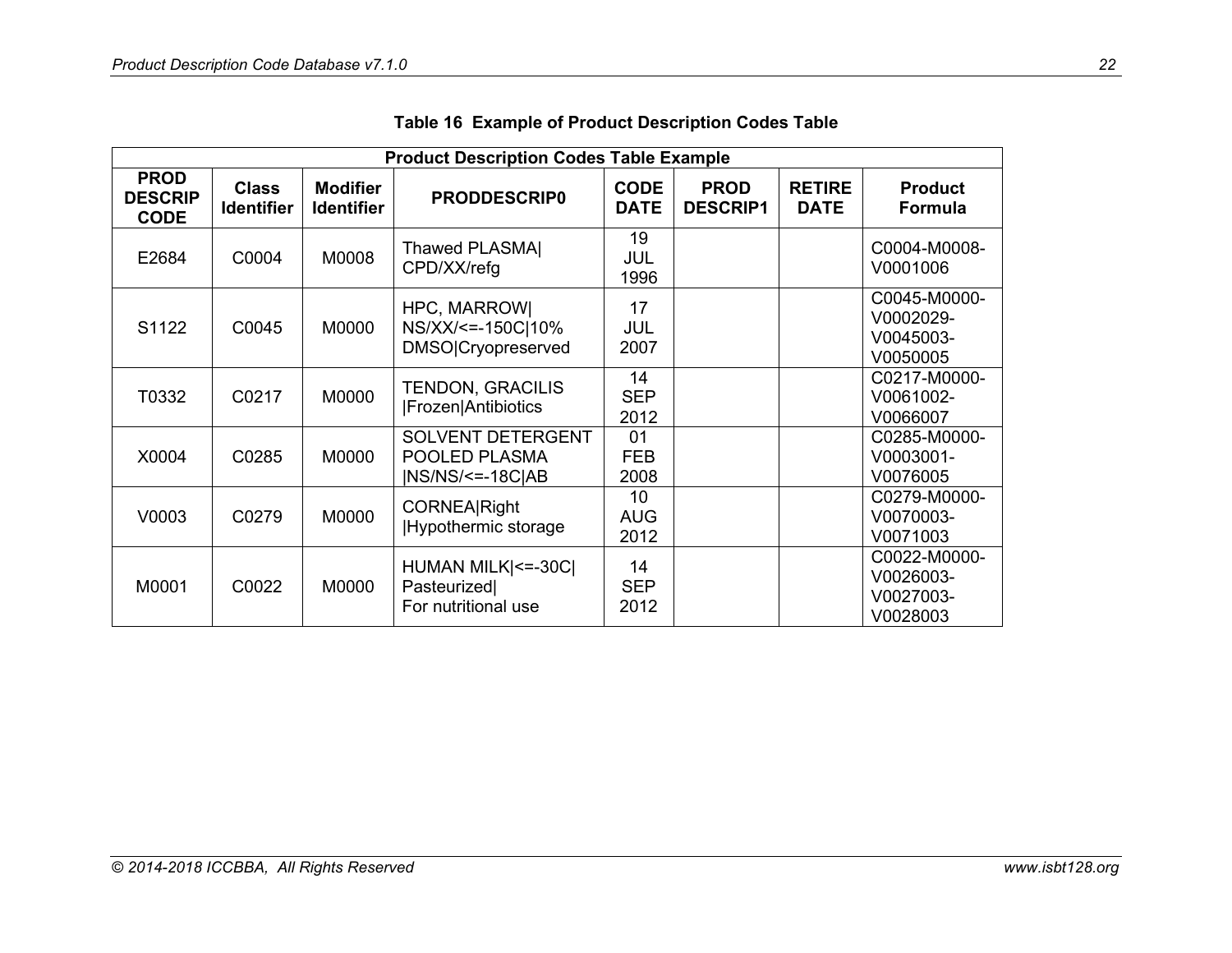**Table 16 Example of Product Description Codes Table**

| Product Description Codes Table Example | | | | | | | |
|---|---|---|---|---|---|---|---|
| **PROD DESCRIP CODE** | **Class Identifier** | **Modifier Identifier** | **PRODDESCRIP0** | **CODE DATE** | **PROD DESCRIP1** | **RETIRE DATE** | **Product Formula** |
| E2684 | C0004 | M0008 | Thawed PLASMA\| CPD/XX/refg | 19 JUL 1996 | | | C0004-M0008-V0001006 |
| S1122 | C0045 | M0000 | HPC, MARROW\| NS/XX/<=-150C\|10% DMSO\|Cryopreserved | 17 JUL 2007 | | | C0045-M0000-V0002029-V0045003-V0050005 |
| T0332 | C0217 | M0000 | TENDON, GRACILIS \|Frozen\|Antibiotics | 14 SEP 2012 | | | C0217-M0000-V0061002-V0066007 |
| X0004 | C0285 | M0000 | SOLVENT DETERGENT POOLED PLASMA \|NS/NS/<=-18C\|AB | 01 FEB 2008 | | | C0285-M0000-V0003001-V0076005 |
| V0003 | C0279 | M0000 | CORNEA\|Right \|Hypothermic storage | 10 AUG 2012 | | | C0279-M0000-V0070003-V0071003 |
| M0001 | C0022 | M0000 | HUMAN MILK\|<=-30C\| Pasteurized\| For nutritional use | 14 SEP 2012 | | | C0022-M0000-V0026003-V0027003-V0028003 |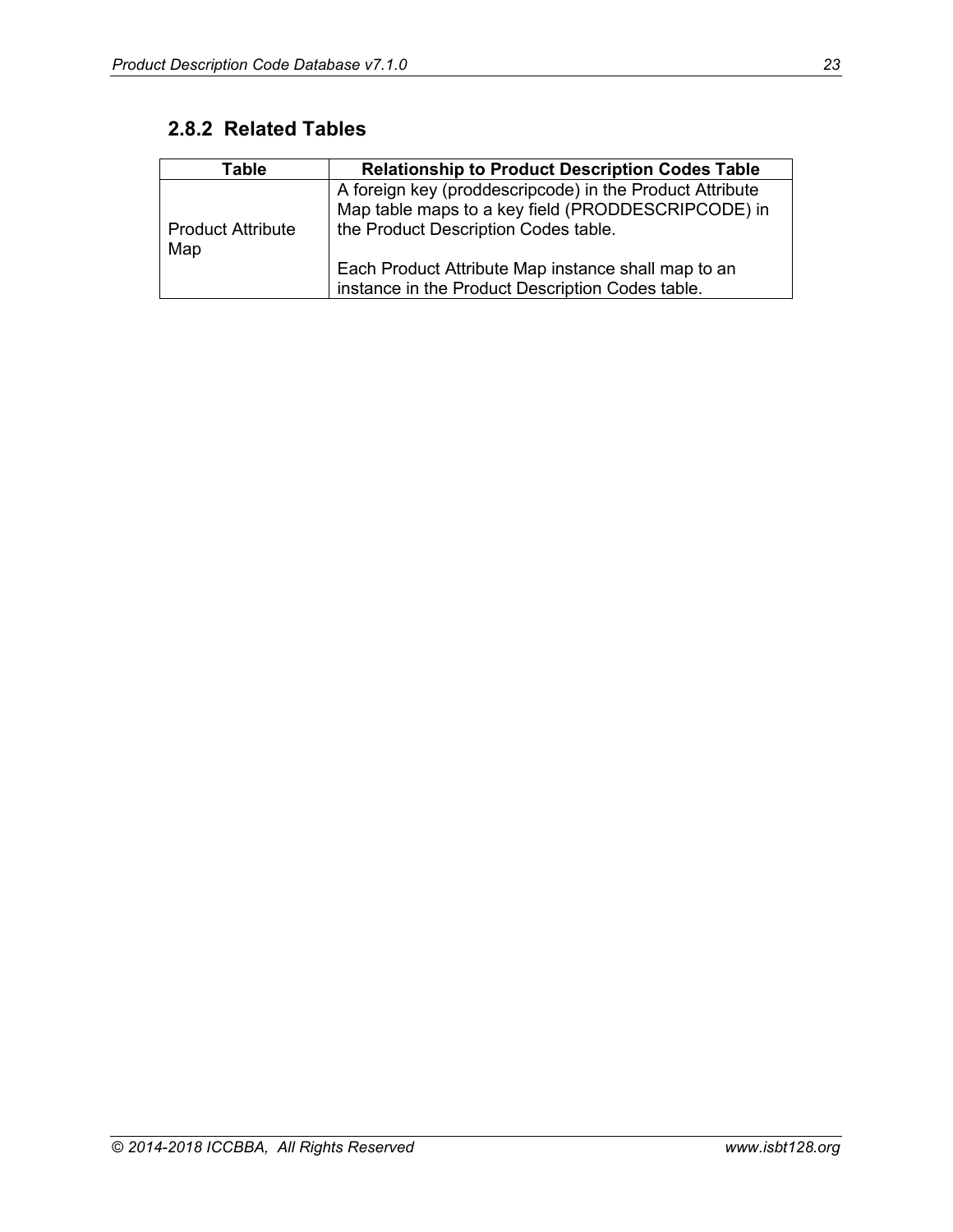### 2.8.2 Related Tables

| Table | Relationship to Product Description Codes Table |
| --- | --- |
| Product Attribute Map | A foreign key (proddescripcode) in the Product Attribute Map table maps to a key field (PRODDESCRIPCODE) in the Product Description Codes table.<br><br>Each Product Attribute Map instance shall map to an instance in the Product Description Codes table. |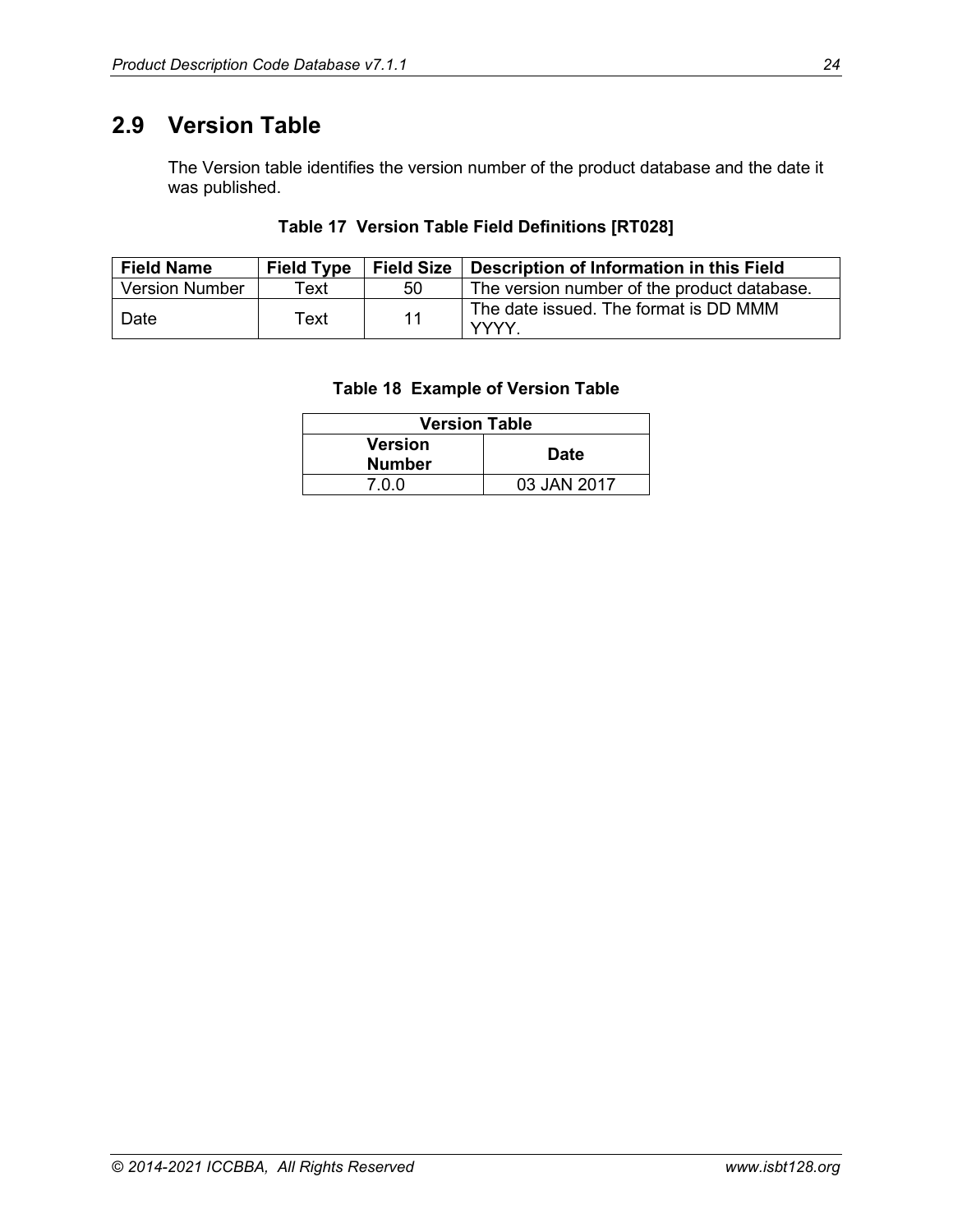## 2.9 Version Table

The Version table identifies the version number of the product database and the date it was published.

**Table 17 Version Table Field Definitions [RT028]**

| Field Name | Field Type | Field Size | Description of Information in this Field |
|---|---|---|---|
| Version Number | Text | 50 | The version number of the product database. |
| Date | Text | 11 | The date issued. The format is DD MMM YYYY. |

**Table 18 Example of Version Table**

| Version Table | |
|---|---|
| **Version Number** | **Date** |
| 7.0.0 | 03 JAN 2017 |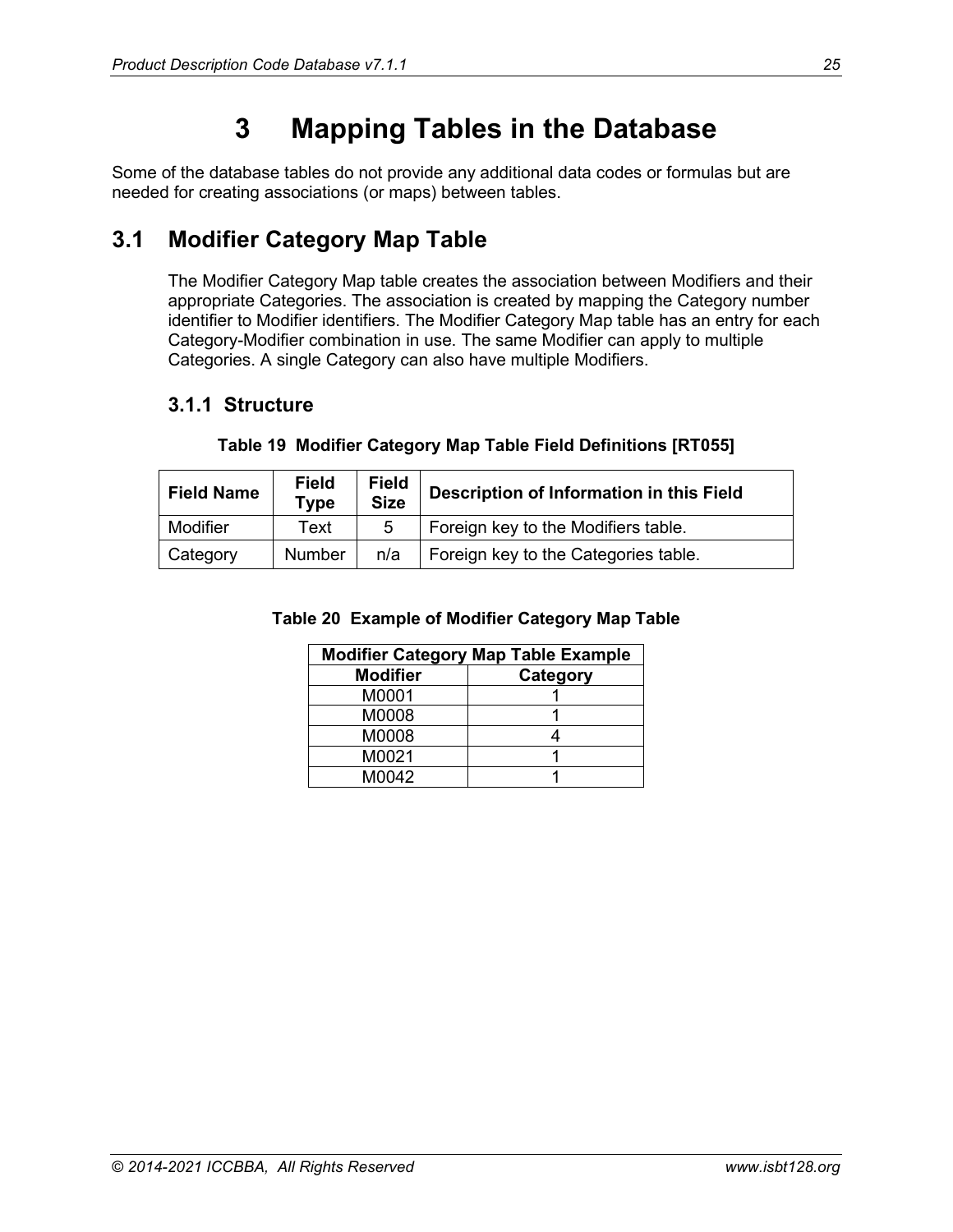# 3 Mapping Tables in the Database

Some of the database tables do not provide any additional data codes or formulas but are needed for creating associations (or maps) between tables.

## 3.1 Modifier Category Map Table

The Modifier Category Map table creates the association between Modifiers and their appropriate Categories. The association is created by mapping the Category number identifier to Modifier identifiers. The Modifier Category Map table has an entry for each Category-Modifier combination in use. The same Modifier can apply to multiple Categories. A single Category can also have multiple Modifiers.

### 3.1.1 Structure

**Table 19 Modifier Category Map Table Field Definitions [RT055]**

| Field Name | Field Type | Field Size | Description of Information in this Field |
|---|---|---|---|
| Modifier | Text | 5 | Foreign key to the Modifiers table. |
| Category | Number | n/a | Foreign key to the Categories table. |

**Table 20 Example of Modifier Category Map Table**

| Modifier Category Map Table Example | |
|---|---|
| **Modifier** | **Category** |
| M0001 | 1 |
| M0008 | 1 |
| M0008 | 4 |
| M0021 | 1 |
| M0042 | 1 |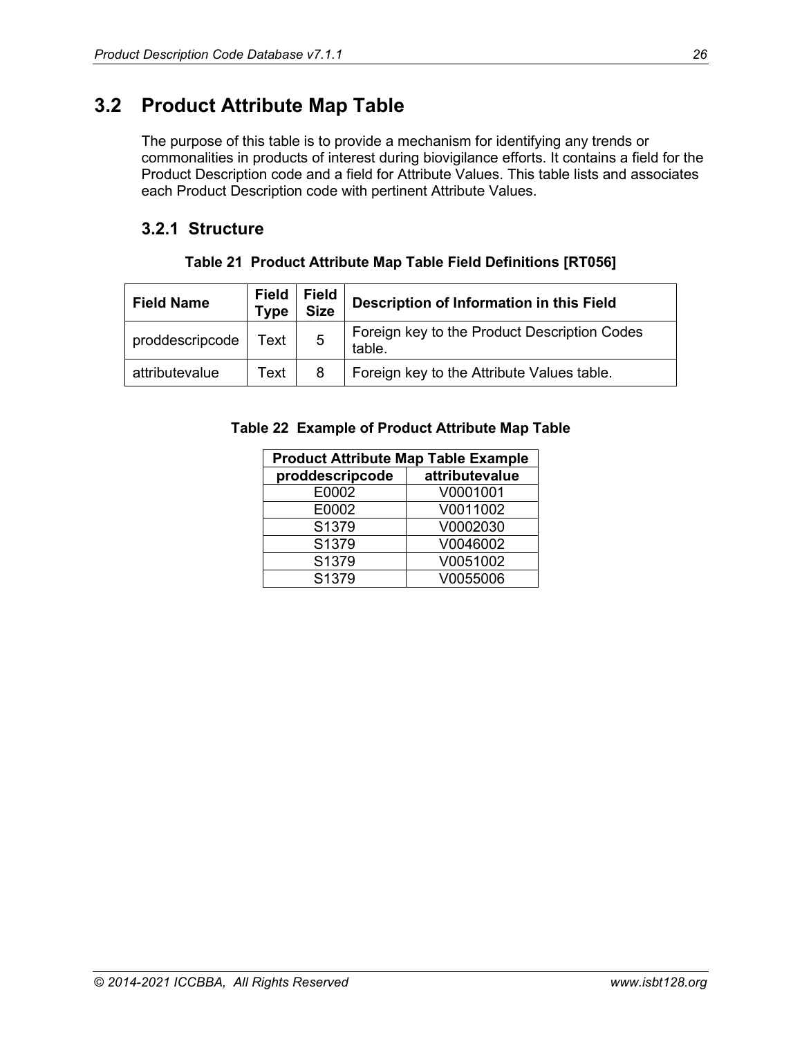## 3.2 Product Attribute Map Table

The purpose of this table is to provide a mechanism for identifying any trends or commonalities in products of interest during biovigilance efforts. It contains a field for the Product Description code and a field for Attribute Values. This table lists and associates each Product Description code with pertinent Attribute Values.

### 3.2.1 Structure

**Table 21 Product Attribute Map Table Field Definitions [RT056]**

| Field Name | Field Type | Field Size | Description of Information in this Field |
|---|---|---|---|
| proddescripcode | Text | 5 | Foreign key to the Product Description Codes table. |
| attributevalue | Text | 8 | Foreign key to the Attribute Values table. |

**Table 22 Example of Product Attribute Map Table**

| Product Attribute Map Table Example | |
|---|---|
| **proddescripcode** | **attributevalue** |
| E0002 | V0001001 |
| E0002 | V0011002 |
| S1379 | V0002030 |
| S1379 | V0046002 |
| S1379 | V0051002 |
| S1379 | V0055006 |